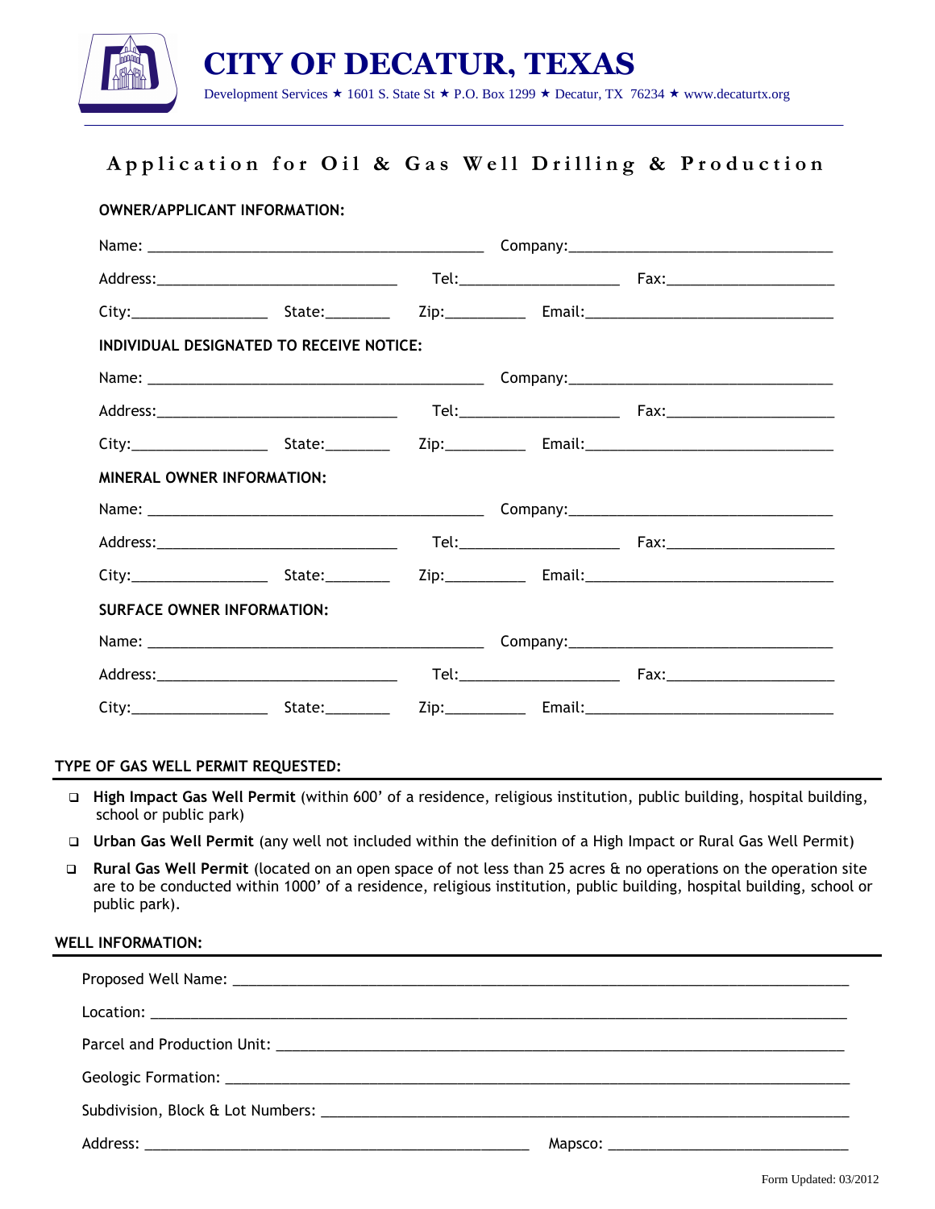# CITY OF DECATUR, TEXAS

Development Services ★ 1601 S. State St ★ P.O. Box 1299 ★ Decatur, TX 76234 ★ www.decaturtx.org

## Application for Oil & Gas Well Drilling & Production

**OWNER/APPLICANT INFORMATION:**

Name: ________________________ Company: ________________________

Address: ________________________ Tel: ______________ Fax: ______________

City: ______________ State: ________ Zip: ________ Email: ________________________

**INDIVIDUAL DESIGNATED TO RECEIVE NOTICE:**

Name: ________________________ Company: ________________________

Address: ________________________ Tel: ______________ Fax: ______________

City: ______________ State: ________ Zip: ________ Email: ________________________

**MINERAL OWNER INFORMATION:**

Name: ________________________ Company: ________________________

Address: ________________________ Tel: ______________ Fax: ______________

City: ______________ State: ________ Zip: ________ Email: ________________________

**SURFACE OWNER INFORMATION:**

Name: ________________________ Company: ________________________

Address: ________________________ Tel: ______________ Fax: ______________

City: ______________ State: ________ Zip: ________ Email: ________________________

**TYPE OF GAS WELL PERMIT REQUESTED:**

- ☐ **High Impact Gas Well Permit** (within 600' of a residence, religious institution, public building, hospital building, school or public park)
- ☐ **Urban Gas Well Permit** (any well not included within the definition of a High Impact or Rural Gas Well Permit)
- ☐ **Rural Gas Well Permit** (located on an open space of not less than 25 acres & no operations on the operation site are to be conducted within 1000' of a residence, religious institution, public building, hospital building, school or public park).

**WELL INFORMATION:**

Proposed Well Name: ________________________________________________

Location: ________________________________________________

Parcel and Production Unit: ________________________________________________

Geologic Formation: ________________________________________________

Subdivision, Block & Lot Numbers: ________________________________________________

Address: ________________________ Mapsco: ________________________

Form Updated: 03/2012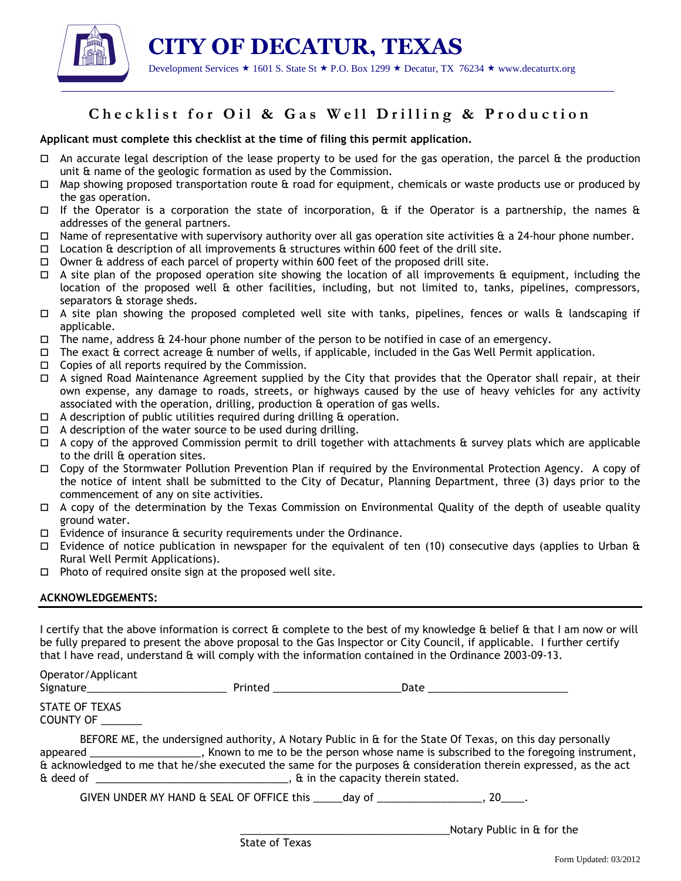# CITY OF DECATUR, TEXAS

Development Services ★ 1601 S. State St ★ P.O. Box 1299 ★ Decatur, TX 76234 ★ www.decaturtx.org

## Checklist for Oil & Gas Well Drilling & Production

**Applicant must complete this checklist at the time of filing this permit application.**

- ☐ An accurate legal description of the lease property to be used for the gas operation, the parcel & the production unit & name of the geologic formation as used by the Commission.
- ☐ Map showing proposed transportation route & road for equipment, chemicals or waste products use or produced by the gas operation.
- ☐ If the Operator is a corporation the state of incorporation, & if the Operator is a partnership, the names & addresses of the general partners.
- ☐ Name of representative with supervisory authority over all gas operation site activities & a 24-hour phone number.
- ☐ Location & description of all improvements & structures within 600 feet of the drill site.
- ☐ Owner & address of each parcel of property within 600 feet of the proposed drill site.
- ☐ A site plan of the proposed operation site showing the location of all improvements & equipment, including the location of the proposed well & other facilities, including, but not limited to, tanks, pipelines, compressors, separators & storage sheds.
- ☐ A site plan showing the proposed completed well site with tanks, pipelines, fences or walls & landscaping if applicable.
- ☐ The name, address & 24-hour phone number of the person to be notified in case of an emergency.
- ☐ The exact & correct acreage & number of wells, if applicable, included in the Gas Well Permit application.
- ☐ Copies of all reports required by the Commission.
- ☐ A signed Road Maintenance Agreement supplied by the City that provides that the Operator shall repair, at their own expense, any damage to roads, streets, or highways caused by the use of heavy vehicles for any activity associated with the operation, drilling, production & operation of gas wells.
- ☐ A description of public utilities required during drilling & operation.
- ☐ A description of the water source to be used during drilling.
- ☐ A copy of the approved Commission permit to drill together with attachments & survey plats which are applicable to the drill & operation sites.
- ☐ Copy of the Stormwater Pollution Prevention Plan if required by the Environmental Protection Agency. A copy of the notice of intent shall be submitted to the City of Decatur, Planning Department, three (3) days prior to the commencement of any on site activities.
- ☐ A copy of the determination by the Texas Commission on Environmental Quality of the depth of useable quality ground water.
- ☐ Evidence of insurance & security requirements under the Ordinance.
- ☐ Evidence of notice publication in newspaper for the equivalent of ten (10) consecutive days (applies to Urban & Rural Well Permit Applications).
- ☐ Photo of required onsite sign at the proposed well site.

**ACKNOWLEDGEMENTS:**

I certify that the above information is correct & complete to the best of my knowledge & belief & that I am now or will be fully prepared to present the above proposal to the Gas Inspector or City Council, if applicable. I further certify that I have read, understand & will comply with the information contained in the Ordinance 2003-09-13.

Operator/Applicant
Signature________________________ Printed ______________________Date ________________________

STATE OF TEXAS
COUNTY OF _______

BEFORE ME, the undersigned authority, A Notary Public in & for the State Of Texas, on this day personally appeared ___________________, Known to me to be the person whose name is subscribed to the foregoing instrument, & acknowledged to me that he/she executed the same for the purposes & consideration therein expressed, as the act & deed of _________________________________, & in the capacity therein stated.

GIVEN UNDER MY HAND & SEAL OF OFFICE this _____day of __________________, 20____.

____________________________________Notary Public in & for the State of Texas

Form Updated: 03/2012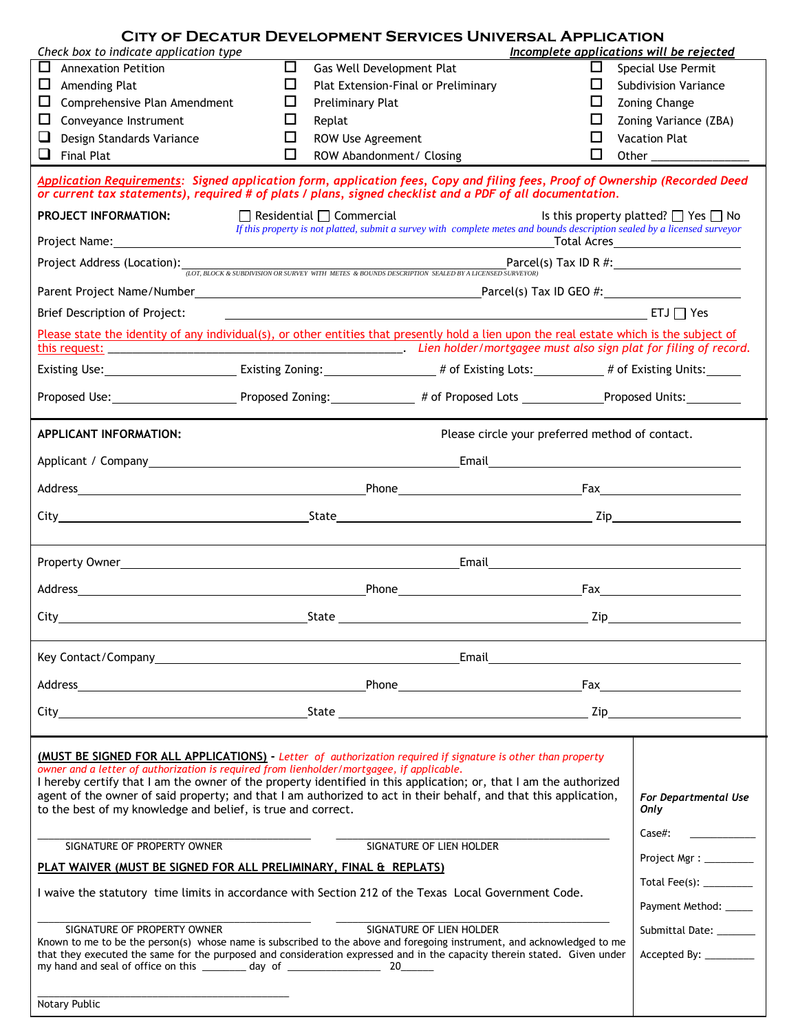# City of Decatur Development Services Universal Application

*Check box to indicate application type* — ***Incomplete applications will be rejected***

| | | |
|---|---|---|
| ☐ Annexation Petition | ☐ Gas Well Development Plat | ☐ Special Use Permit |
| ☐ Amending Plat | ☐ Plat Extension-Final or Preliminary | ☐ Subdivision Variance |
| ☐ Comprehensive Plan Amendment | ☐ Preliminary Plat | ☐ Zoning Change |
| ☐ Conveyance Instrument | ☐ Replat | ☐ Zoning Variance (ZBA) |
| ☐ Design Standards Variance | ☐ ROW Use Agreement | ☐ Vacation Plat |
| ☐ Final Plat | ☐ ROW Abandonment/ Closing | ☐ Other _______________ |

***Application Requirements**: Signed application form, application fees, Copy and filing fees, Proof of Ownership (Recorded Deed or current tax statements), required # of plats / plans, signed checklist and a PDF of all documentation.*

**PROJECT INFORMATION:** ☐ Residential ☐ Commercial Is this property platted? ☐ Yes ☐ No

*If this property is not platted, submit a survey with complete metes and bounds description sealed by a licensed surveyor*

Project Name:______________________________________________ Total Acres______________

Project Address (Location):__________________________________ Parcel(s) Tax ID R #:______________
(LOT, BLOCK & SUBDIVISION OR SURVEY WITH METES & BOUNDS DESCRIPTION SEALED BY A LICENSED SURVEYOR)

Parent Project Name/Number______________________________ Parcel(s) Tax ID GEO #:______________

Brief Description of Project: ______________________________________________ ETJ ☐ Yes

Please state the identity of any individual(s), or other entities that presently hold a lien upon the real estate which is the subject of this request: ______________________________. *Lien holder/mortgagee must also sign plat for filing of record.*

Existing Use:______________ Existing Zoning:______________ # of Existing Lots:__________ # of Existing Units:______

Proposed Use:______________ Proposed Zoning:____________ # of Proposed Lots ____________ Proposed Units:________

**APPLICANT INFORMATION:** Please circle your preferred method of contact.

Applicant / Company______________________________________ Email______________________________

Address______________________________ Phone______________________ Fax______________________

City______________________________ State______________________________ Zip______________

Property Owner______________________________________ Email______________________________

Address______________________________ Phone______________________ Fax______________________

City______________________________ State______________________________ Zip______________

Key Contact/Company______________________________________ Email______________________________

Address______________________________ Phone______________________ Fax______________________

City______________________________ State______________________________ Zip______________

**(MUST BE SIGNED FOR ALL APPLICATIONS)** - *Letter of authorization required if signature is other than property owner and a letter of authorization is required from lienholder/mortgagee, if applicable.*

I hereby certify that I am the owner of the property identified in this application; or, that I am the authorized agent of the owner of said property; and that I am authorized to act in their behalf, and that this application, to the best of my knowledge and belief, is true and correct.

______________________________ ______________________________
SIGNATURE OF PROPERTY OWNER SIGNATURE OF LIEN HOLDER

**PLAT WAIVER (MUST BE SIGNED FOR ALL PRELIMINARY, FINAL & REPLATS)**

I waive the statutory time limits in accordance with Section 212 of the Texas Local Government Code.

______________________________ ______________________________
SIGNATURE OF PROPERTY OWNER SIGNATURE OF LIEN HOLDER

Known to me to be the person(s) whose name is subscribed to the above and foregoing instrument, and acknowledged to me that they executed the same for the purposed and consideration expressed and in the capacity therein stated. Given under my hand and seal of office on this ________ day of ________________ 20______

______________________________
Notary Public

***For Departmental Use Only***

Case#: ____________

Project Mgr : ________

Total Fee(s): ________

Payment Method: _____

Submittal Date: _______

Accepted By: ________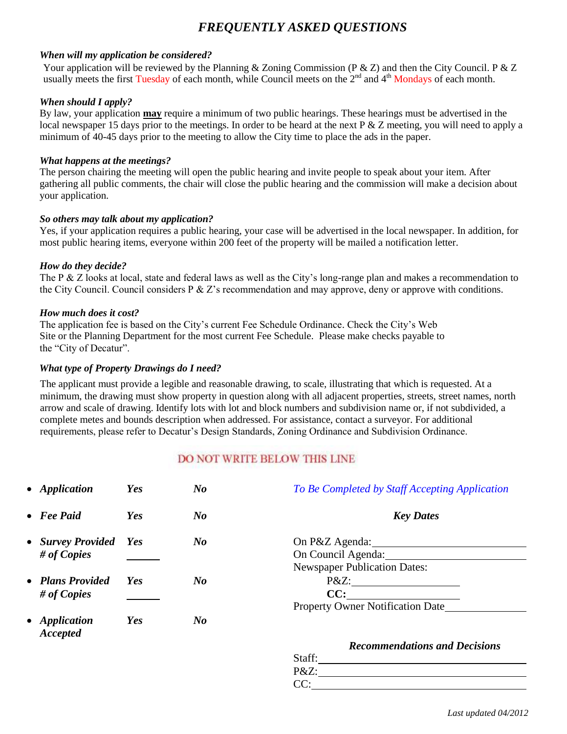# *FREQUENTLY ASKED QUESTIONS*

***When will my application be considered?***

Your application will be reviewed by the Planning & Zoning Commission (P & Z) and then the City Council. P & Z usually meets the first Tuesday of each month, while Council meets on the 2nd and 4th Mondays of each month.

***When should I apply?***

By law, your application **may** require a minimum of two public hearings. These hearings must be advertised in the local newspaper 15 days prior to the meetings. In order to be heard at the next P & Z meeting, you will need to apply a minimum of 40-45 days prior to the meeting to allow the City time to place the ads in the paper.

***What happens at the meetings?***

The person chairing the meeting will open the public hearing and invite people to speak about your item. After gathering all public comments, the chair will close the public hearing and the commission will make a decision about your application.

***So others may talk about my application?***

Yes, if your application requires a public hearing, your case will be advertised in the local newspaper. In addition, for most public hearing items, everyone within 200 feet of the property will be mailed a notification letter.

***How do they decide?***

The P & Z looks at local, state and federal laws as well as the City's long-range plan and makes a recommendation to the City Council. Council considers P & Z's recommendation and may approve, deny or approve with conditions.

***How much does it cost?***

The application fee is based on the City's current Fee Schedule Ordinance. Check the City's Web Site or the Planning Department for the most current Fee Schedule. Please make checks payable to the "City of Decatur".

***What type of Property Drawings do I need?***

The applicant must provide a legible and reasonable drawing, to scale, illustrating that which is requested. At a minimum, the drawing must show property in question along with all adjacent properties, streets, street names, north arrow and scale of drawing. Identify lots with lot and block numbers and subdivision name or, if not subdivided, a complete metes and bounds description when addressed. For assistance, contact a surveyor. For additional requirements, please refer to Decatur's Design Standards, Zoning Ordinance and Subdivision Ordinance.

DO NOT WRITE BELOW THIS LINE

- ***Application*** ***Yes*** ***No***
- ***Fee Paid*** ***Yes*** ***No***
- ***Survey Provided*** ***Yes*** ***No***
  ***# of Copies*** ______
- ***Plans Provided*** ***Yes*** ***No***
  ***# of Copies*** ______
- ***Application Accepted*** ***Yes*** ***No***

*To Be Completed by Staff Accepting Application*

***Key Dates***

On P&Z Agenda: ______________________

On Council Agenda: ______________________

Newspaper Publication Dates:

P&Z: ________________

**CC:** ________________

Property Owner Notification Date ____________

***Recommendations and Decisions***

Staff: ______________________________

P&Z: ______________________________

CC: ______________________________

*Last updated 04/2012*